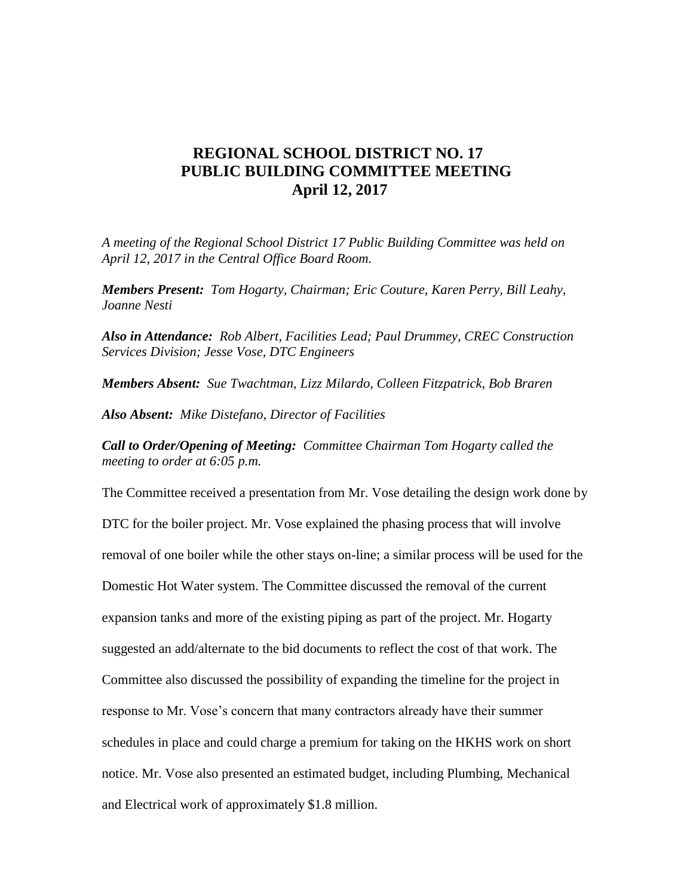# REGIONAL SCHOOL DISTRICT NO. 17
## PUBLIC BUILDING COMMITTEE MEETING
### April 12, 2017

*A meeting of the Regional School District 17 Public Building Committee was held on April 12, 2017 in the Central Office Board Room.*

***Members Present:*** *Tom Hogarty, Chairman; Eric Couture, Karen Perry, Bill Leahy, Joanne Nesti*

***Also in Attendance:*** *Rob Albert, Facilities Lead; Paul Drummey, CREC Construction Services Division; Jesse Vose, DTC Engineers*

***Members Absent:*** *Sue Twachtman, Lizz Milardo, Colleen Fitzpatrick, Bob Braren*

***Also Absent:*** *Mike Distefano, Director of Facilities*

***Call to Order/Opening of Meeting:*** *Committee Chairman Tom Hogarty called the meeting to order at 6:05 p.m.*

The Committee received a presentation from Mr. Vose detailing the design work done by DTC for the boiler project. Mr. Vose explained the phasing process that will involve removal of one boiler while the other stays on-line; a similar process will be used for the Domestic Hot Water system. The Committee discussed the removal of the current expansion tanks and more of the existing piping as part of the project. Mr. Hogarty suggested an add/alternate to the bid documents to reflect the cost of that work. The Committee also discussed the possibility of expanding the timeline for the project in response to Mr. Vose's concern that many contractors already have their summer schedules in place and could charge a premium for taking on the HKHS work on short notice. Mr. Vose also presented an estimated budget, including Plumbing, Mechanical and Electrical work of approximately $1.8 million.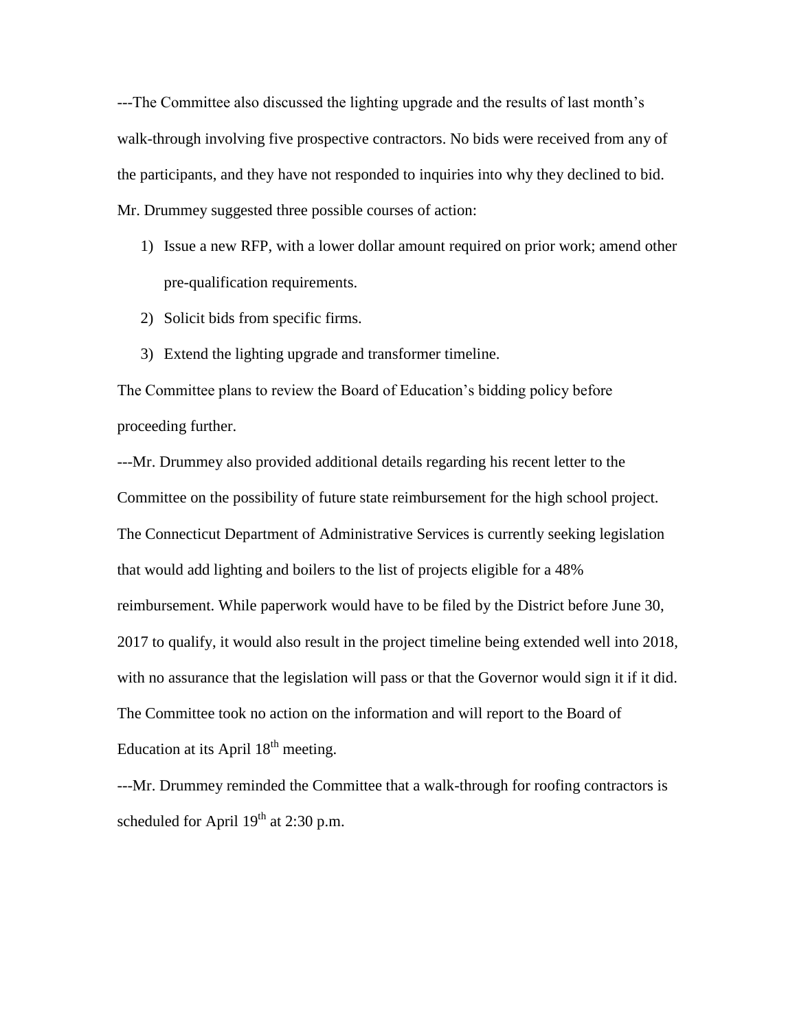---The Committee also discussed the lighting upgrade and the results of last month's walk-through involving five prospective contractors. No bids were received from any of the participants, and they have not responded to inquiries into why they declined to bid. Mr. Drummey suggested three possible courses of action:

1) Issue a new RFP, with a lower dollar amount required on prior work; amend other pre-qualification requirements.
2) Solicit bids from specific firms.
3) Extend the lighting upgrade and transformer timeline.

The Committee plans to review the Board of Education's bidding policy before proceeding further.

---Mr. Drummey also provided additional details regarding his recent letter to the Committee on the possibility of future state reimbursement for the high school project. The Connecticut Department of Administrative Services is currently seeking legislation that would add lighting and boilers to the list of projects eligible for a 48% reimbursement. While paperwork would have to be filed by the District before June 30, 2017 to qualify, it would also result in the project timeline being extended well into 2018, with no assurance that the legislation will pass or that the Governor would sign it if it did. The Committee took no action on the information and will report to the Board of Education at its April 18th meeting.

---Mr. Drummey reminded the Committee that a walk-through for roofing contractors is scheduled for April 19th at 2:30 p.m.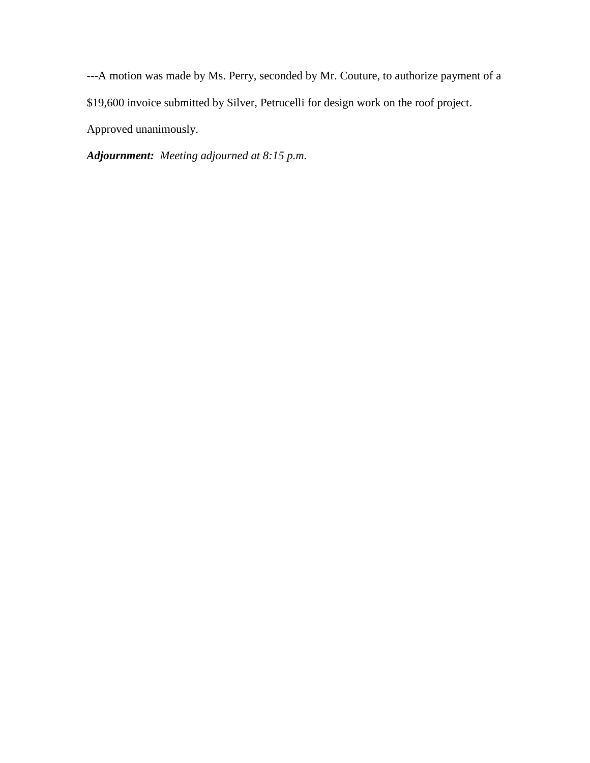---A motion was made by Ms. Perry, seconded by Mr. Couture, to authorize payment of a $19,600 invoice submitted by Silver, Petrucelli for design work on the roof project. Approved unanimously.

***Adjournment:*** *Meeting adjourned at 8:15 p.m.*